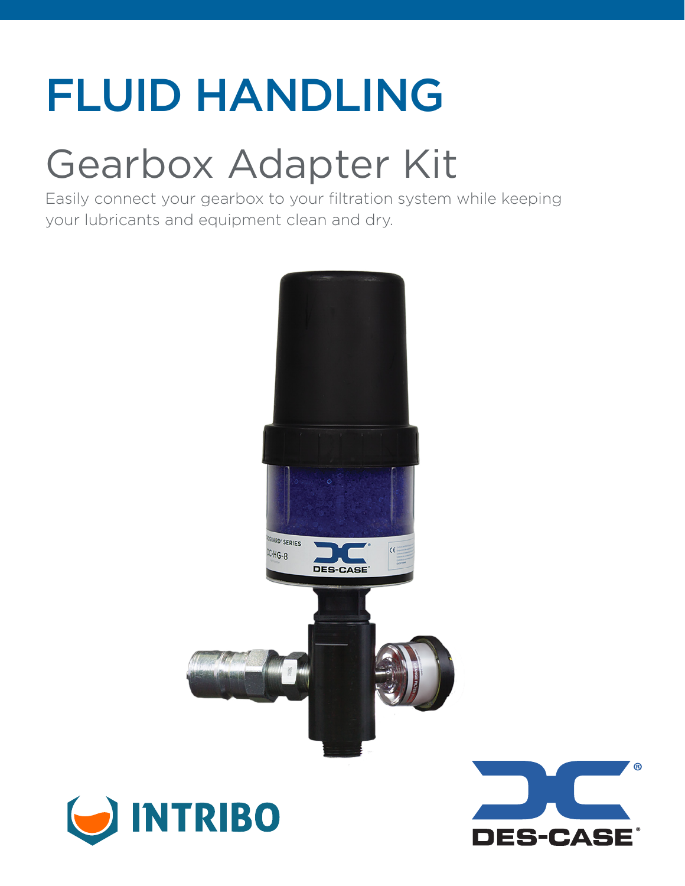# FLUID HANDLING

## Gearbox Adapter Kit

Easily connect your gearbox to your filtration system while keeping your lubricants and equipment clean and dry.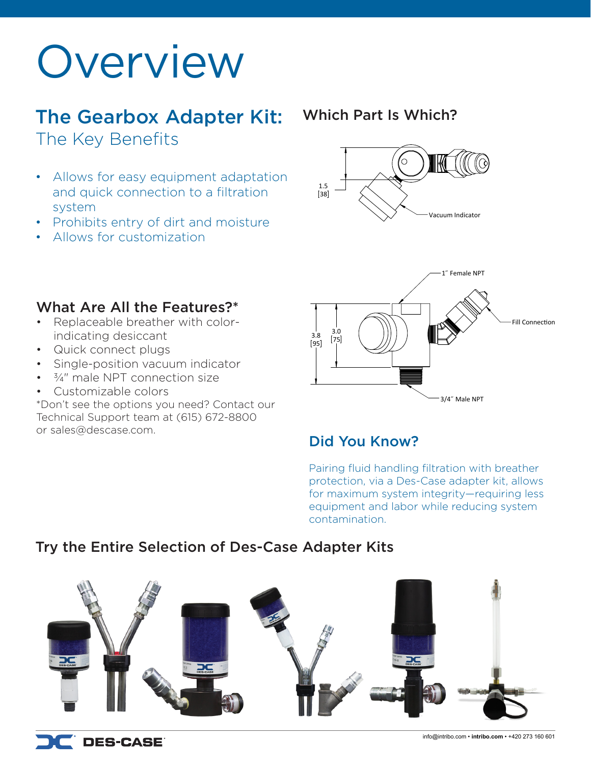# Overview

## The Gearbox Adapter Kit:

### The Key Benefits

- Allows for easy equipment adaptation and quick connection to a filtration system
- Prohibits entry of dirt and moisture
- Allows for customization

## Which Part Is Which?

1.5 [38]

Vacuum Indicator

1″ Female NPT

Fill Connection

3.8 [95]

3.0 [75]

3/4″ Male NPT

## What Are All the Features?*

- Replaceable breather with color-indicating desiccant
- Quick connect plugs
- Single-position vacuum indicator
- ¾" male NPT connection size
- Customizable colors

*Don't see the options you need? Contact our Technical Support team at (615) 672-8800 or sales@descase.com.

## Did You Know?

Pairing fluid handling filtration with breather protection, via a Des-Case adapter kit, allows for maximum system integrity—requiring less equipment and labor while reducing system contamination.

## Try the Entire Selection of Des-Case Adapter Kits

DES-CASE

info@intribo.com • intribo.com • +420 273 160 601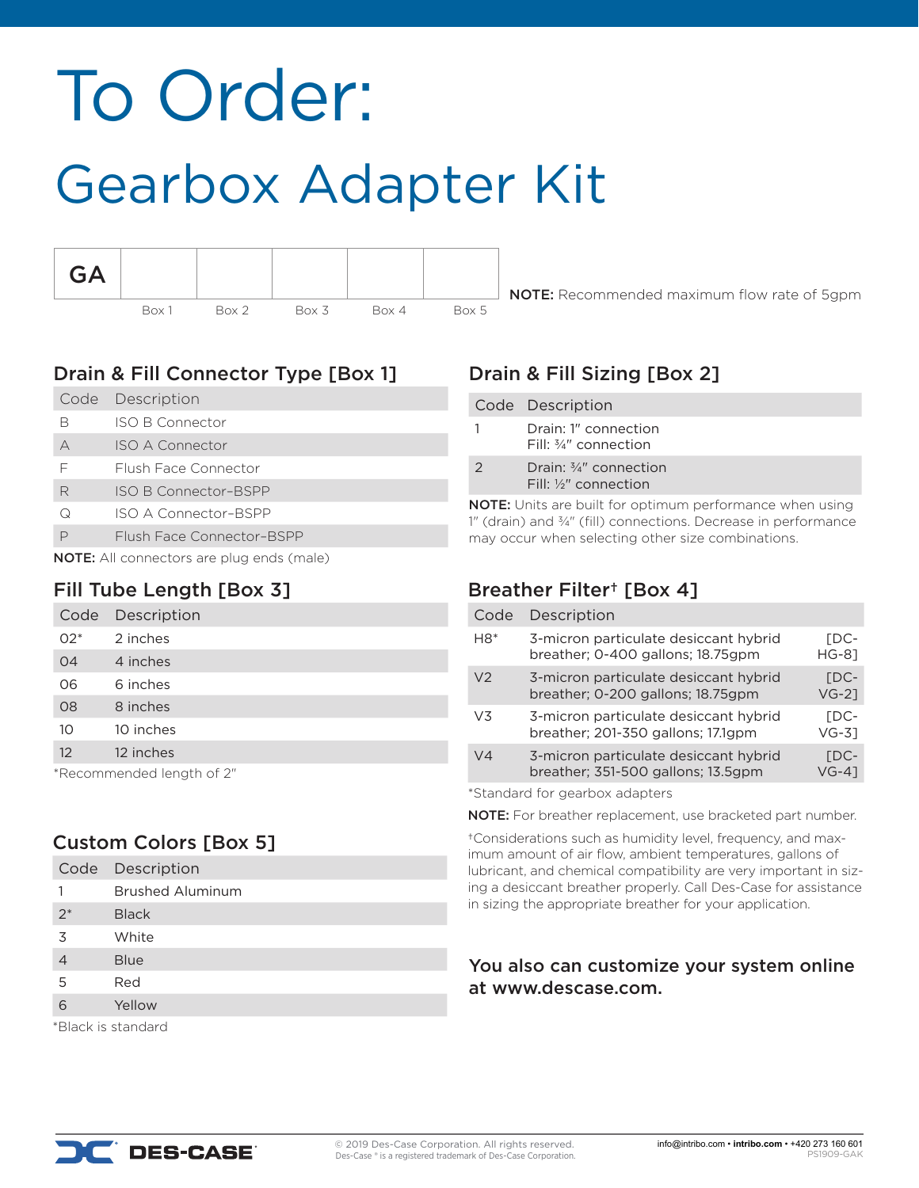# To Order:

## Gearbox Adapter Kit

| GA | | | | | |
|---|---|---|---|---|---|
| | Box 1 | Box 2 | Box 3 | Box 4 | Box 5 |

**NOTE:** Recommended maximum flow rate of 5gpm

### Drain & Fill Connector Type [Box 1]

| Code | Description |
|---|---|
| B | ISO B Connector |
| A | ISO A Connector |
| F | Flush Face Connector |
| R | ISO B Connector–BSPP |
| Q | ISO A Connector–BSPP |
| P | Flush Face Connector–BSPP |

**NOTE:** All connectors are plug ends (male)

### Fill Tube Length [Box 3]

| Code | Description |
|---|---|
| 02* | 2 inches |
| 04 | 4 inches |
| 06 | 6 inches |
| 08 | 8 inches |
| 10 | 10 inches |
| 12 | 12 inches |

*Recommended length of 2"

### Custom Colors [Box 5]

| Code | Description |
|---|---|
| 1 | Brushed Aluminum |
| 2* | Black |
| 3 | White |
| 4 | Blue |
| 5 | Red |
| 6 | Yellow |

*Black is standard

### Drain & Fill Sizing [Box 2]

| Code | Description |
|---|---|
| 1 | Drain: 1" connection<br>Fill: ¾" connection |
| 2 | Drain: ¾" connection<br>Fill: ½" connection |

**NOTE:** Units are built for optimum performance when using 1" (drain) and ¾" (fill) connections. Decrease in performance may occur when selecting other size combinations.

### Breather Filter† [Box 4]

| Code | Description | |
|---|---|---|
| H8* | 3-micron particulate desiccant hybrid breather; 0-400 gallons; 18.75gpm | [DC-HG-8] |
| V2 | 3-micron particulate desiccant hybrid breather; 0-200 gallons; 18.75gpm | [DC-VG-2] |
| V3 | 3-micron particulate desiccant hybrid breather; 201-350 gallons; 17.1gpm | [DC-VG-3] |
| V4 | 3-micron particulate desiccant hybrid breather; 351-500 gallons; 13.5gpm | [DC-VG-4] |

*Standard for gearbox adapters

**NOTE:** For breather replacement, use bracketed part number.

†Considerations such as humidity level, frequency, and maximum amount of air flow, ambient temperatures, gallons of lubricant, and chemical compatibility are very important in sizing a desiccant breather properly. Call Des-Case for assistance in sizing the appropriate breather for your application.

**You also can customize your system online at www.descase.com.**

DES-CASE

© 2019 Des-Case Corporation. All rights reserved.
Des-Case ® is a registered trademark of Des-Case Corporation.

info@intribo.com • intribo.com • +420 273 160 601
PS1909-GAK